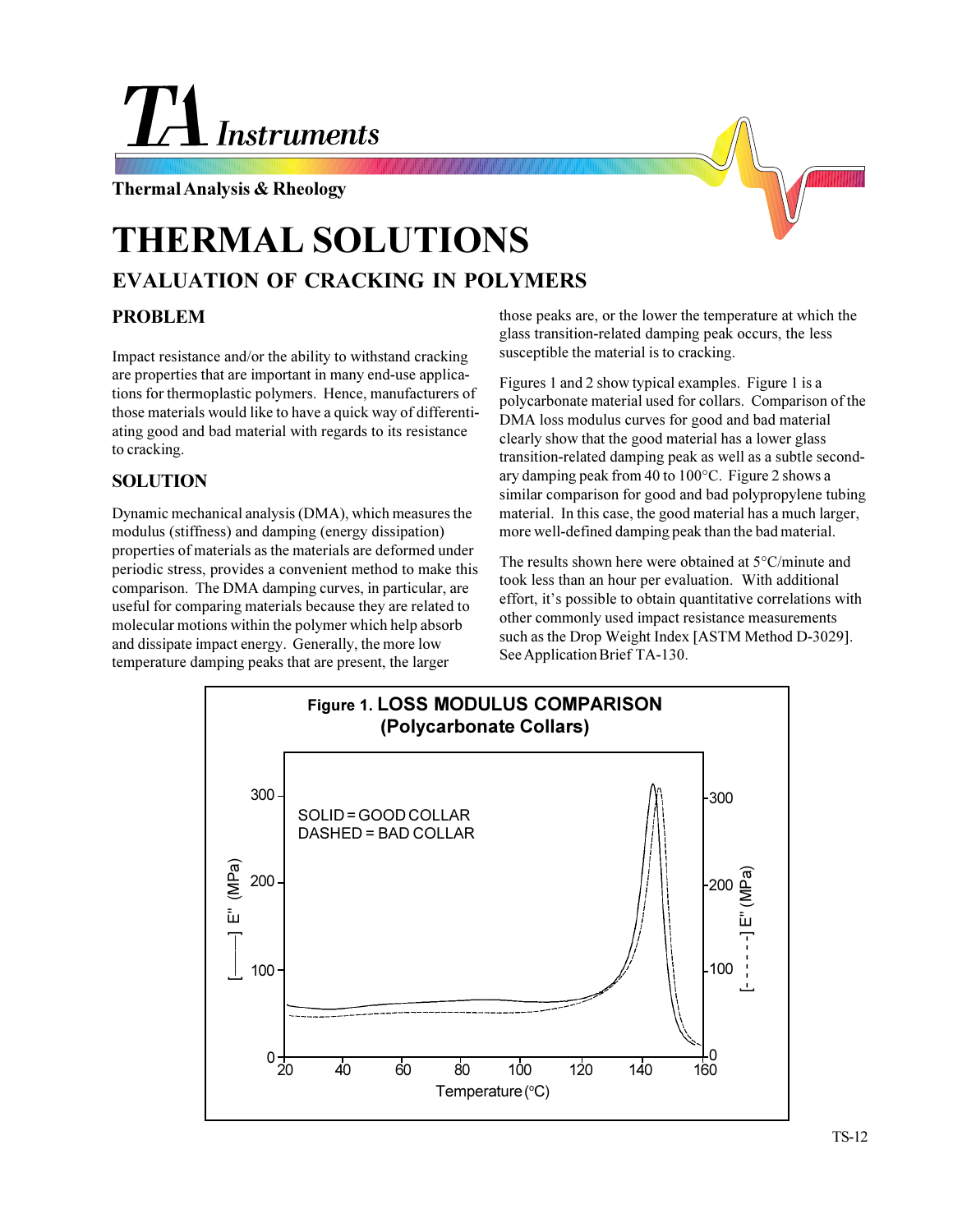# THERMAL SOLUTIONS

## EVALUATION OF CRACKING IN POLYMERS

### PROBLEM

Impact resistance and/or the ability to withstand cracking are properties that are important in many end-use applications for thermoplastic polymers. Hence, manufacturers of those materials would like to have a quick way of differentiating good and bad material with regards to its resistance to cracking.

### SOLUTION

Dynamic mechanical analysis (DMA), which measures the modulus (stiffness) and damping (energy dissipation) properties of materials as the materials are deformed under periodic stress, provides a convenient method to make this comparison. The DMA damping curves, in particular, are useful for comparing materials because they are related to molecular motions within the polymer which help absorb and dissipate impact energy. Generally, the more low temperature damping peaks that are present, the larger those peaks are, or the lower the temperature at which the glass transition-related damping peak occurs, the less susceptible the material is to cracking.

Figures 1 and 2 show typical examples. Figure 1 is a polycarbonate material used for collars. Comparison of the DMA loss modulus curves for good and bad material clearly show that the good material has a lower glass transition-related damping peak as well as a subtle secondary damping peak from 40 to 100°C. Figure 2 shows a similar comparison for good and bad polypropylene tubing material. In this case, the good material has a much larger, more well-defined damping peak than the bad material.

The results shown here were obtained at 5°C/minute and took less than an hour per evaluation. With additional effort, it's possible to obtain quantitative correlations with other commonly used impact resistance measurements such as the Drop Weight Index [ASTM Method D-3029]. See Application Brief TA-130.

**Figure 1. LOSS MODULUS COMPARISON (Polycarbonate Collars)**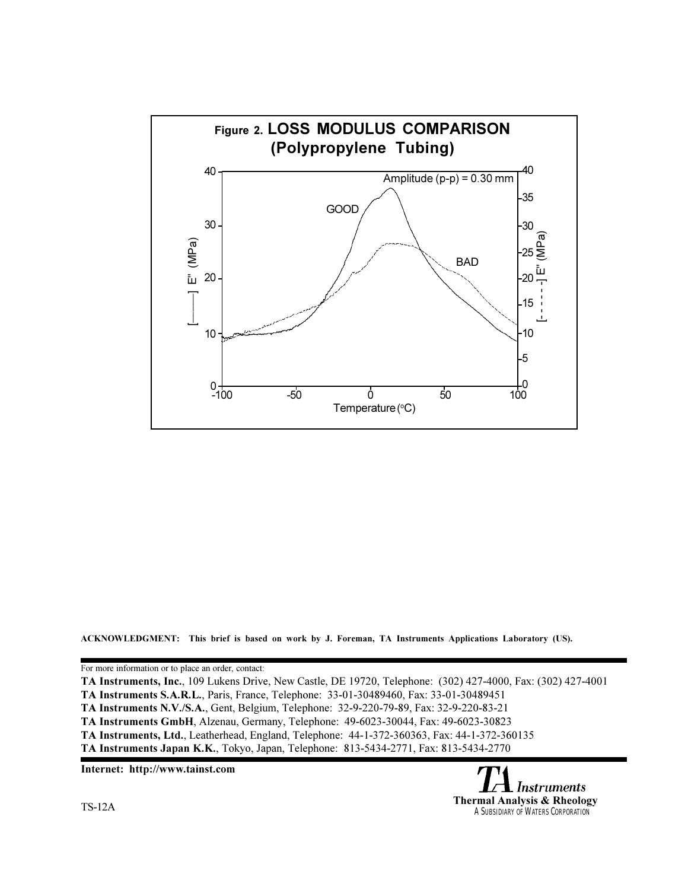**Figure 2. LOSS MODULUS COMPARISON (Polypropylene Tubing)**

Amplitude (p-p) = 0.30 mm

GOOD

BAD

[——] E" (MPa)

[- - - - -] E" (MPa)

Temperature (°C)

0
10
20
30
40

0
5
10
15
20
25
30
35
40

-100
-50
0
50
100

**ACKNOWLEDGMENT: This brief is based on work by J. Foreman, TA Instruments Applications Laboratory (US).**

For more information or to place an order, contact:

**TA Instruments, Inc.**, 109 Lukens Drive, New Castle, DE 19720, Telephone: (302) 427-4000, Fax: (302) 427-4001
**TA Instruments S.A.R.L.**, Paris, France, Telephone: 33-01-30489460, Fax: 33-01-30489451
**TA Instruments N.V./S.A.**, Gent, Belgium, Telephone: 32-9-220-79-89, Fax: 32-9-220-83-21
**TA Instruments GmbH**, Alzenau, Germany, Telephone: 49-6023-30044, Fax: 49-6023-30823
**TA Instruments, Ltd.**, Leatherhead, England, Telephone: 44-1-372-360363, Fax: 44-1-372-360135
**TA Instruments Japan K.K.**, Tokyo, Japan, Telephone: 813-5434-2771, Fax: 813-5434-2770

**Internet: http://www.tainst.com**

TS-12A

*TA Instruments*
**Thermal Analysis & Rheology**
A SUBSIDIARY OF WATERS CORPORATION